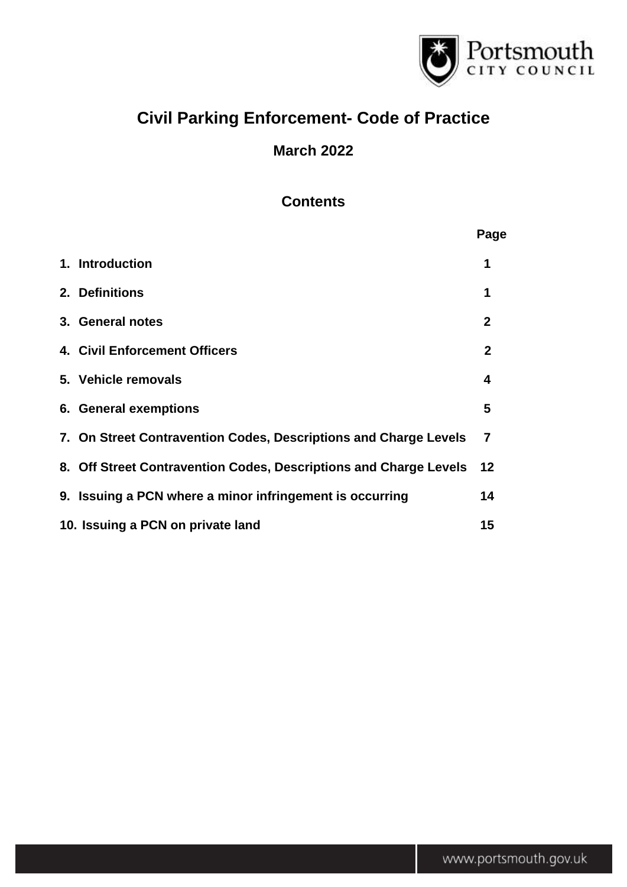# Civil Parking Enforcement- Code of Practice

## March 2022

### Contents

| | Page |
|---|---|
| 1. Introduction | 1 |
| 2. Definitions | 1 |
| 3. General notes | 2 |
| 4. Civil Enforcement Officers | 2 |
| 5. Vehicle removals | 4 |
| 6. General exemptions | 5 |
| 7. On Street Contravention Codes, Descriptions and Charge Levels | 7 |
| 8. Off Street Contravention Codes, Descriptions and Charge Levels | 12 |
| 9. Issuing a PCN where a minor infringement is occurring | 14 |
| 10. Issuing a PCN on private land | 15 |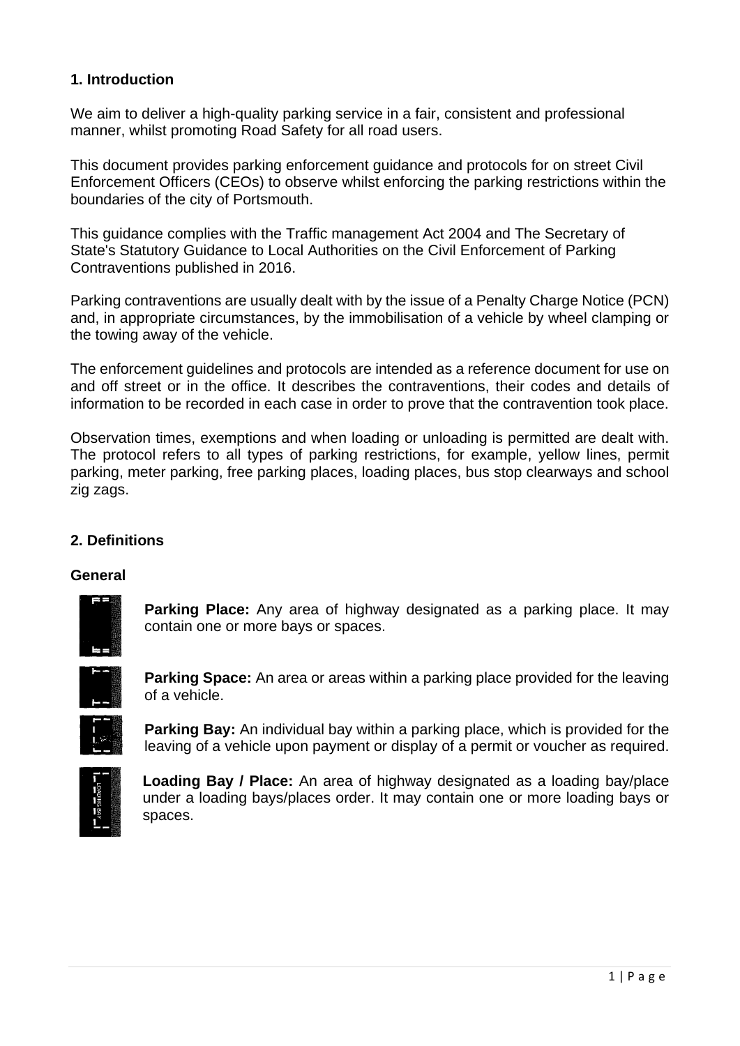## 1. Introduction

We aim to deliver a high-quality parking service in a fair, consistent and professional manner, whilst promoting Road Safety for all road users.

This document provides parking enforcement guidance and protocols for on street Civil Enforcement Officers (CEOs) to observe whilst enforcing the parking restrictions within the boundaries of the city of Portsmouth.

This guidance complies with the Traffic management Act 2004 and The Secretary of State's Statutory Guidance to Local Authorities on the Civil Enforcement of Parking Contraventions published in 2016.

Parking contraventions are usually dealt with by the issue of a Penalty Charge Notice (PCN) and, in appropriate circumstances, by the immobilisation of a vehicle by wheel clamping or the towing away of the vehicle.

The enforcement guidelines and protocols are intended as a reference document for use on and off street or in the office. It describes the contraventions, their codes and details of information to be recorded in each case in order to prove that the contravention took place.

Observation times, exemptions and when loading or unloading is permitted are dealt with. The protocol refers to all types of parking restrictions, for example, yellow lines, permit parking, meter parking, free parking places, loading places, bus stop clearways and school zig zags.

## 2. Definitions

### General

**Parking Place:** Any area of highway designated as a parking place. It may contain one or more bays or spaces.

**Parking Space:** An area or areas within a parking place provided for the leaving of a vehicle.

**Parking Bay:** An individual bay within a parking place, which is provided for the leaving of a vehicle upon payment or display of a permit or voucher as required.

**Loading Bay / Place:** An area of highway designated as a loading bay/place under a loading bays/places order. It may contain one or more loading bays or spaces.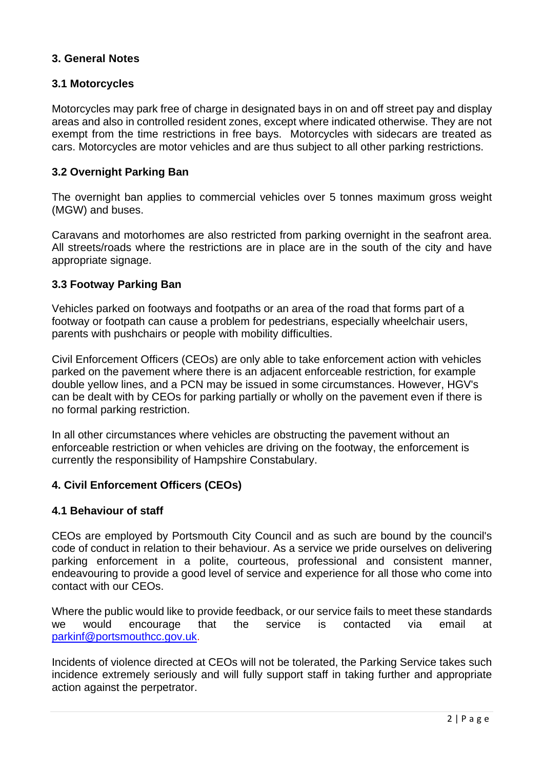## 3. General Notes

### 3.1 Motorcycles

Motorcycles may park free of charge in designated bays in on and off street pay and display areas and also in controlled resident zones, except where indicated otherwise. They are not exempt from the time restrictions in free bays. Motorcycles with sidecars are treated as cars. Motorcycles are motor vehicles and are thus subject to all other parking restrictions.

### 3.2 Overnight Parking Ban

The overnight ban applies to commercial vehicles over 5 tonnes maximum gross weight (MGW) and buses.

Caravans and motorhomes are also restricted from parking overnight in the seafront area. All streets/roads where the restrictions are in place are in the south of the city and have appropriate signage.

### 3.3 Footway Parking Ban

Vehicles parked on footways and footpaths or an area of the road that forms part of a footway or footpath can cause a problem for pedestrians, especially wheelchair users, parents with pushchairs or people with mobility difficulties.

Civil Enforcement Officers (CEOs) are only able to take enforcement action with vehicles parked on the pavement where there is an adjacent enforceable restriction, for example double yellow lines, and a PCN may be issued in some circumstances. However, HGV's can be dealt with by CEOs for parking partially or wholly on the pavement even if there is no formal parking restriction.

In all other circumstances where vehicles are obstructing the pavement without an enforceable restriction or when vehicles are driving on the footway, the enforcement is currently the responsibility of Hampshire Constabulary.

## 4. Civil Enforcement Officers (CEOs)

### 4.1 Behaviour of staff

CEOs are employed by Portsmouth City Council and as such are bound by the council's code of conduct in relation to their behaviour. As a service we pride ourselves on delivering parking enforcement in a polite, courteous, professional and consistent manner, endeavouring to provide a good level of service and experience for all those who come into contact with our CEOs.

Where the public would like to provide feedback, or our service fails to meet these standards we would encourage that the service is contacted via email at parkinf@portsmouthcc.gov.uk.

Incidents of violence directed at CEOs will not be tolerated, the Parking Service takes such incidence extremely seriously and will fully support staff in taking further and appropriate action against the perpetrator.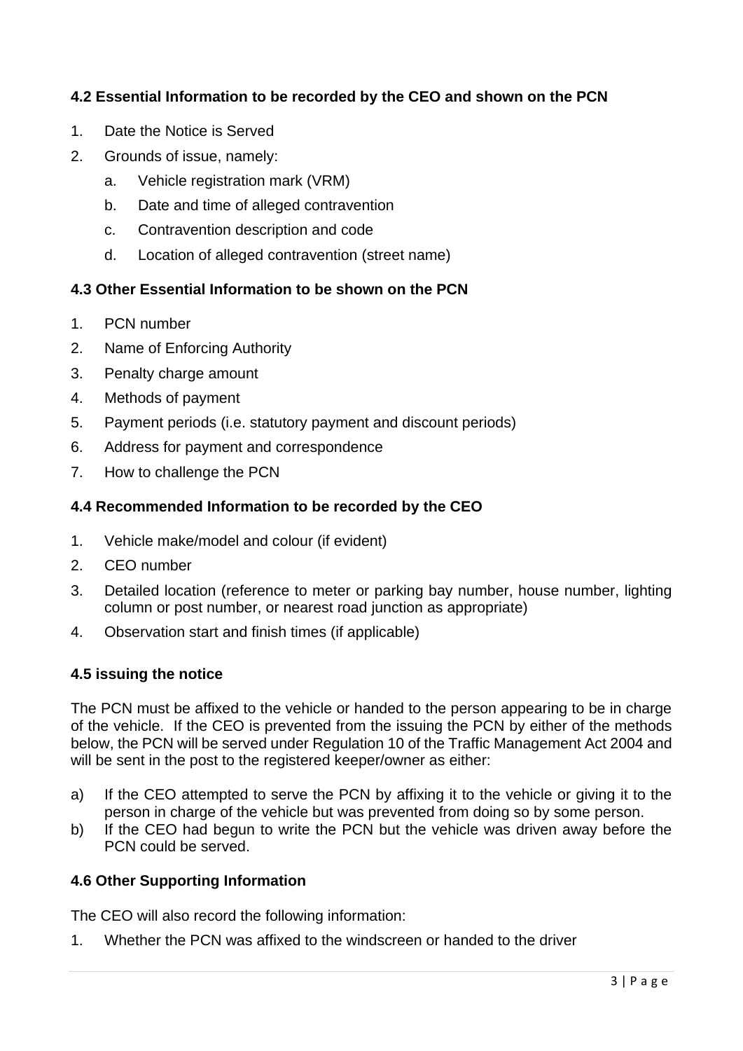### 4.2 Essential Information to be recorded by the CEO and shown on the PCN

1. Date the Notice is Served
2. Grounds of issue, namely:
    a. Vehicle registration mark (VRM)
    b. Date and time of alleged contravention
    c. Contravention description and code
    d. Location of alleged contravention (street name)

### 4.3 Other Essential Information to be shown on the PCN

1. PCN number
2. Name of Enforcing Authority
3. Penalty charge amount
4. Methods of payment
5. Payment periods (i.e. statutory payment and discount periods)
6. Address for payment and correspondence
7. How to challenge the PCN

### 4.4 Recommended Information to be recorded by the CEO

1. Vehicle make/model and colour (if evident)
2. CEO number
3. Detailed location (reference to meter or parking bay number, house number, lighting column or post number, or nearest road junction as appropriate)
4. Observation start and finish times (if applicable)

### 4.5 issuing the notice

The PCN must be affixed to the vehicle or handed to the person appearing to be in charge of the vehicle. If the CEO is prevented from the issuing the PCN by either of the methods below, the PCN will be served under Regulation 10 of the Traffic Management Act 2004 and will be sent in the post to the registered keeper/owner as either:

a) If the CEO attempted to serve the PCN by affixing it to the vehicle or giving it to the person in charge of the vehicle but was prevented from doing so by some person.
b) If the CEO had begun to write the PCN but the vehicle was driven away before the PCN could be served.

### 4.6 Other Supporting Information

The CEO will also record the following information:

1. Whether the PCN was affixed to the windscreen or handed to the driver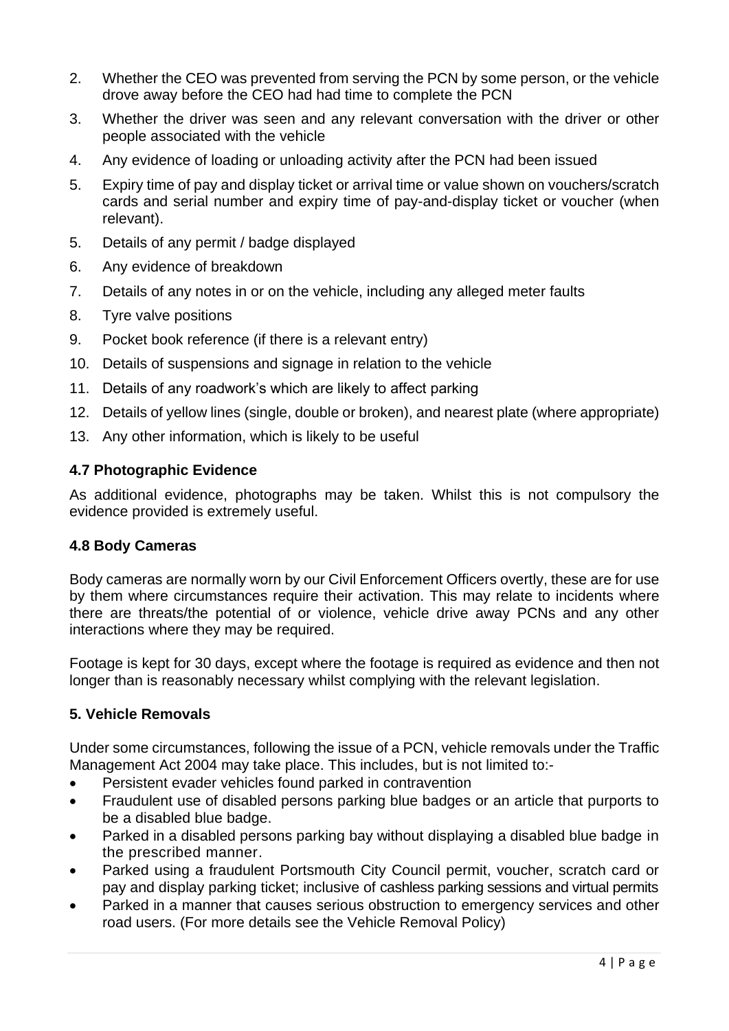2. Whether the CEO was prevented from serving the PCN by some person, or the vehicle drove away before the CEO had had time to complete the PCN
3. Whether the driver was seen and any relevant conversation with the driver or other people associated with the vehicle
4. Any evidence of loading or unloading activity after the PCN had been issued
5. Expiry time of pay and display ticket or arrival time or value shown on vouchers/scratch cards and serial number and expiry time of pay-and-display ticket or voucher (when relevant).
5. Details of any permit / badge displayed
6. Any evidence of breakdown
7. Details of any notes in or on the vehicle, including any alleged meter faults
8. Tyre valve positions
9. Pocket book reference (if there is a relevant entry)
10. Details of suspensions and signage in relation to the vehicle
11. Details of any roadwork's which are likely to affect parking
12. Details of yellow lines (single, double or broken), and nearest plate (where appropriate)
13. Any other information, which is likely to be useful

### 4.7 Photographic Evidence

As additional evidence, photographs may be taken. Whilst this is not compulsory the evidence provided is extremely useful.

### 4.8 Body Cameras

Body cameras are normally worn by our Civil Enforcement Officers overtly, these are for use by them where circumstances require their activation. This may relate to incidents where there are threats/the potential of or violence, vehicle drive away PCNs and any other interactions where they may be required.

Footage is kept for 30 days, except where the footage is required as evidence and then not longer than is reasonably necessary whilst complying with the relevant legislation.

## 5. Vehicle Removals

Under some circumstances, following the issue of a PCN, vehicle removals under the Traffic Management Act 2004 may take place. This includes, but is not limited to:-

- Persistent evader vehicles found parked in contravention
- Fraudulent use of disabled persons parking blue badges or an article that purports to be a disabled blue badge.
- Parked in a disabled persons parking bay without displaying a disabled blue badge in the prescribed manner.
- Parked using a fraudulent Portsmouth City Council permit, voucher, scratch card or pay and display parking ticket; inclusive of cashless parking sessions and virtual permits
- Parked in a manner that causes serious obstruction to emergency services and other road users. (For more details see the Vehicle Removal Policy)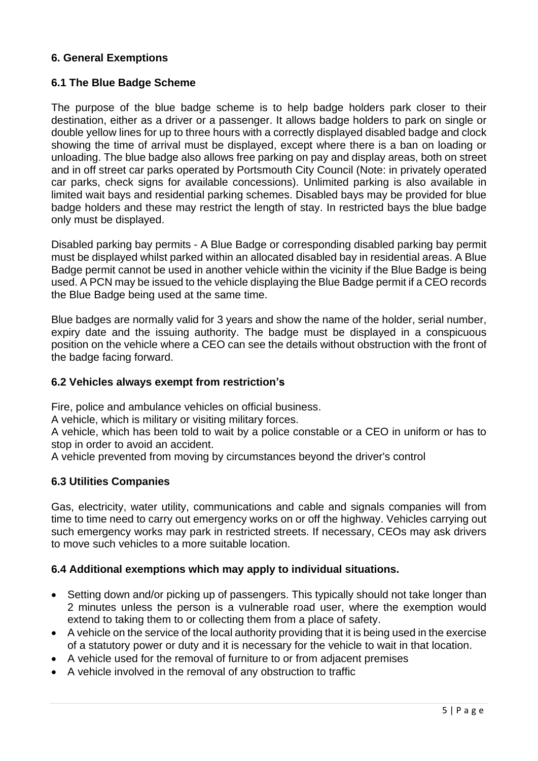## 6. General Exemptions

### 6.1 The Blue Badge Scheme

The purpose of the blue badge scheme is to help badge holders park closer to their destination, either as a driver or a passenger. It allows badge holders to park on single or double yellow lines for up to three hours with a correctly displayed disabled badge and clock showing the time of arrival must be displayed, except where there is a ban on loading or unloading. The blue badge also allows free parking on pay and display areas, both on street and in off street car parks operated by Portsmouth City Council (Note: in privately operated car parks, check signs for available concessions). Unlimited parking is also available in limited wait bays and residential parking schemes. Disabled bays may be provided for blue badge holders and these may restrict the length of stay. In restricted bays the blue badge only must be displayed.

Disabled parking bay permits - A Blue Badge or corresponding disabled parking bay permit must be displayed whilst parked within an allocated disabled bay in residential areas. A Blue Badge permit cannot be used in another vehicle within the vicinity if the Blue Badge is being used. A PCN may be issued to the vehicle displaying the Blue Badge permit if a CEO records the Blue Badge being used at the same time.

Blue badges are normally valid for 3 years and show the name of the holder, serial number, expiry date and the issuing authority. The badge must be displayed in a conspicuous position on the vehicle where a CEO can see the details without obstruction with the front of the badge facing forward.

### 6.2 Vehicles always exempt from restriction's

Fire, police and ambulance vehicles on official business.

A vehicle, which is military or visiting military forces.

A vehicle, which has been told to wait by a police constable or a CEO in uniform or has to stop in order to avoid an accident.

A vehicle prevented from moving by circumstances beyond the driver's control

### 6.3 Utilities Companies

Gas, electricity, water utility, communications and cable and signals companies will from time to time need to carry out emergency works on or off the highway. Vehicles carrying out such emergency works may park in restricted streets. If necessary, CEOs may ask drivers to move such vehicles to a more suitable location.

### 6.4 Additional exemptions which may apply to individual situations.

- Setting down and/or picking up of passengers. This typically should not take longer than 2 minutes unless the person is a vulnerable road user, where the exemption would extend to taking them to or collecting them from a place of safety.
- A vehicle on the service of the local authority providing that it is being used in the exercise of a statutory power or duty and it is necessary for the vehicle to wait in that location.
- A vehicle used for the removal of furniture to or from adjacent premises
- A vehicle involved in the removal of any obstruction to traffic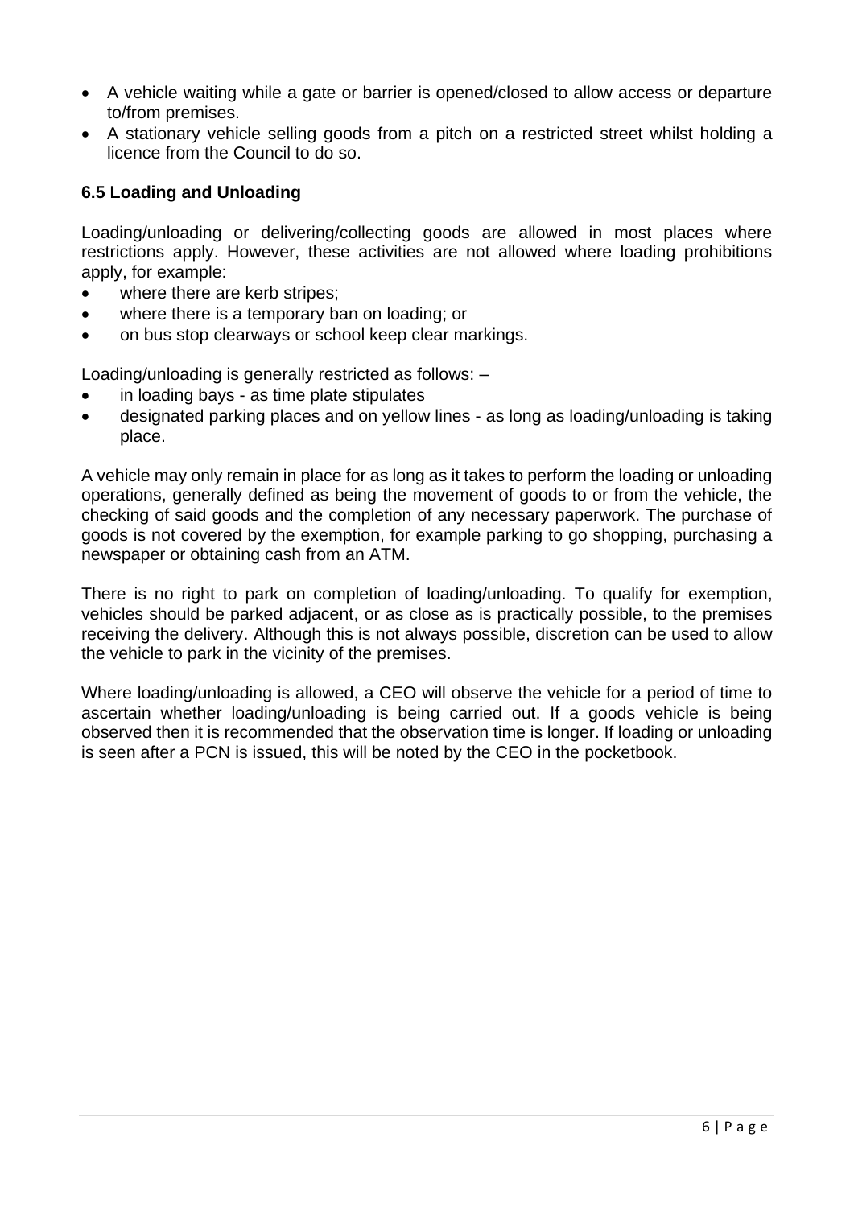- A vehicle waiting while a gate or barrier is opened/closed to allow access or departure to/from premises.
- A stationary vehicle selling goods from a pitch on a restricted street whilst holding a licence from the Council to do so.

### 6.5 Loading and Unloading

Loading/unloading or delivering/collecting goods are allowed in most places where restrictions apply. However, these activities are not allowed where loading prohibitions apply, for example:

- where there are kerb stripes;
- where there is a temporary ban on loading; or
- on bus stop clearways or school keep clear markings.

Loading/unloading is generally restricted as follows: –

- in loading bays - as time plate stipulates
- designated parking places and on yellow lines - as long as loading/unloading is taking place.

A vehicle may only remain in place for as long as it takes to perform the loading or unloading operations, generally defined as being the movement of goods to or from the vehicle, the checking of said goods and the completion of any necessary paperwork. The purchase of goods is not covered by the exemption, for example parking to go shopping, purchasing a newspaper or obtaining cash from an ATM.

There is no right to park on completion of loading/unloading. To qualify for exemption, vehicles should be parked adjacent, or as close as is practically possible, to the premises receiving the delivery. Although this is not always possible, discretion can be used to allow the vehicle to park in the vicinity of the premises.

Where loading/unloading is allowed, a CEO will observe the vehicle for a period of time to ascertain whether loading/unloading is being carried out. If a goods vehicle is being observed then it is recommended that the observation time is longer. If loading or unloading is seen after a PCN is issued, this will be noted by the CEO in the pocketbook.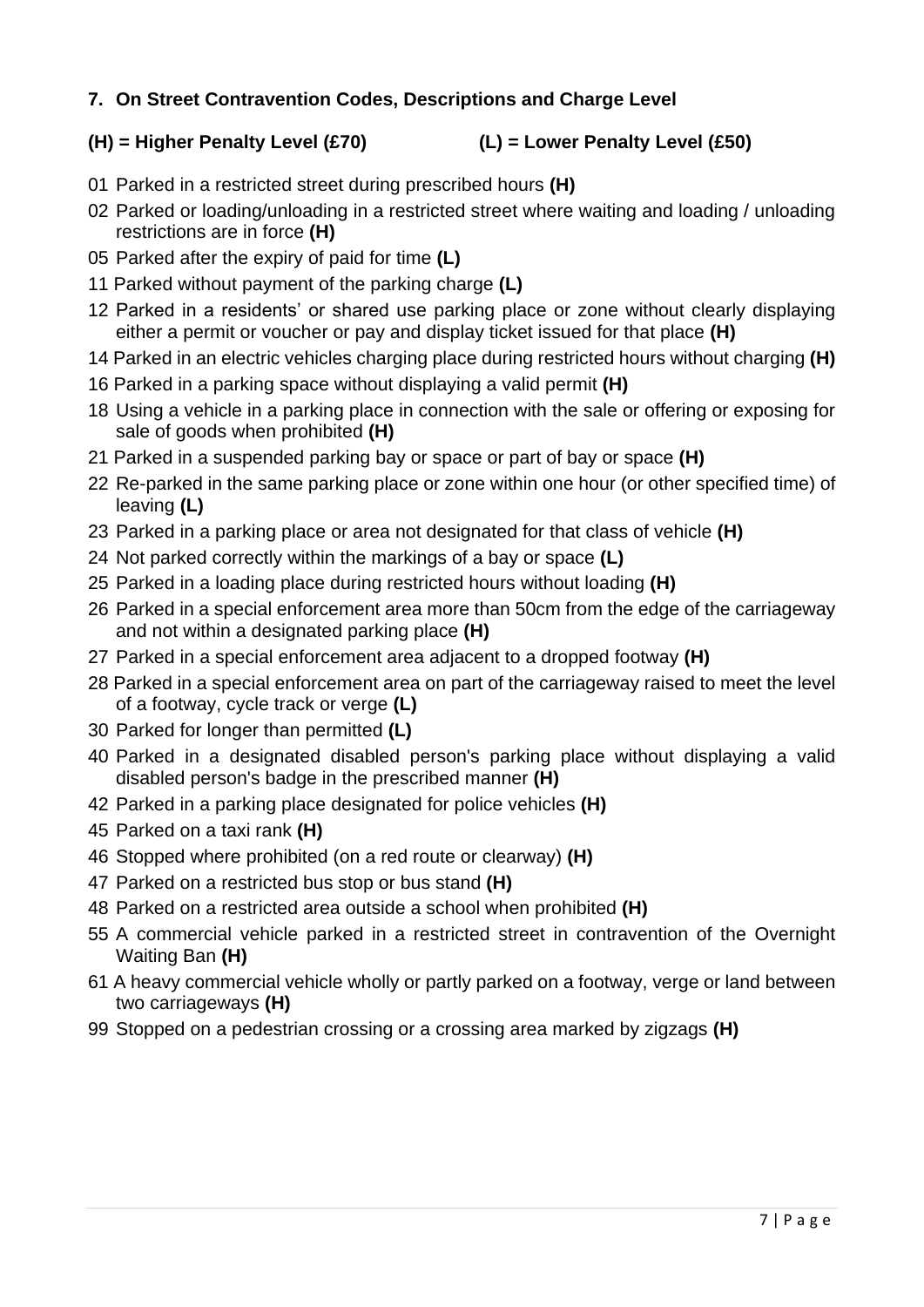## 7. On Street Contravention Codes, Descriptions and Charge Level

**(H) = Higher Penalty Level (£70)** **(L) = Lower Penalty Level (£50)**

01 Parked in a restricted street during prescribed hours **(H)**

02 Parked or loading/unloading in a restricted street where waiting and loading / unloading restrictions are in force **(H)**

05 Parked after the expiry of paid for time **(L)**

11 Parked without payment of the parking charge **(L)**

12 Parked in a residents' or shared use parking place or zone without clearly displaying either a permit or voucher or pay and display ticket issued for that place **(H)**

14 Parked in an electric vehicles charging place during restricted hours without charging **(H)**

16 Parked in a parking space without displaying a valid permit **(H)**

18 Using a vehicle in a parking place in connection with the sale or offering or exposing for sale of goods when prohibited **(H)**

21 Parked in a suspended parking bay or space or part of bay or space **(H)**

22 Re-parked in the same parking place or zone within one hour (or other specified time) of leaving **(L)**

23 Parked in a parking place or area not designated for that class of vehicle **(H)**

24 Not parked correctly within the markings of a bay or space **(L)**

25 Parked in a loading place during restricted hours without loading **(H)**

26 Parked in a special enforcement area more than 50cm from the edge of the carriageway and not within a designated parking place **(H)**

27 Parked in a special enforcement area adjacent to a dropped footway **(H)**

28 Parked in a special enforcement area on part of the carriageway raised to meet the level of a footway, cycle track or verge **(L)**

30 Parked for longer than permitted **(L)**

40 Parked in a designated disabled person's parking place without displaying a valid disabled person's badge in the prescribed manner **(H)**

42 Parked in a parking place designated for police vehicles **(H)**

45 Parked on a taxi rank **(H)**

46 Stopped where prohibited (on a red route or clearway) **(H)**

47 Parked on a restricted bus stop or bus stand **(H)**

48 Parked on a restricted area outside a school when prohibited **(H)**

55 A commercial vehicle parked in a restricted street in contravention of the Overnight Waiting Ban **(H)**

61 A heavy commercial vehicle wholly or partly parked on a footway, verge or land between two carriageways **(H)**

99 Stopped on a pedestrian crossing or a crossing area marked by zigzags **(H)**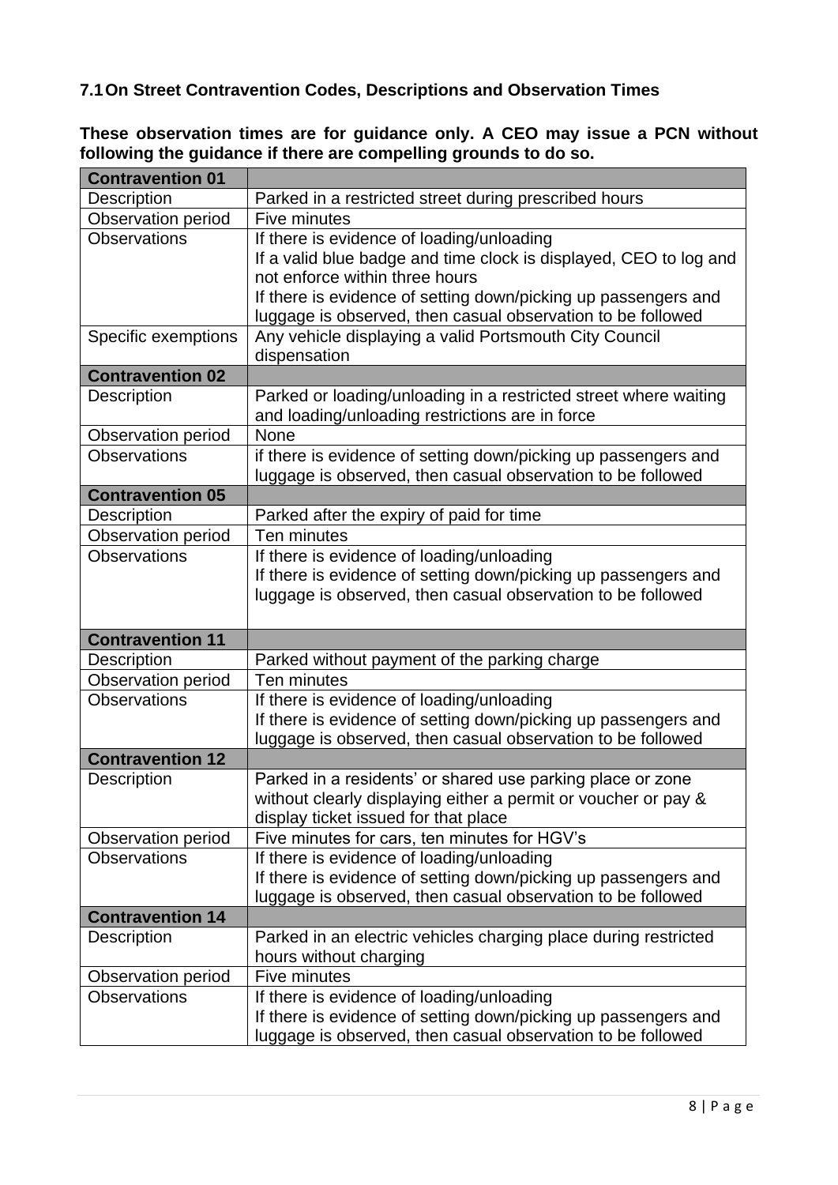### 7.1 On Street Contravention Codes, Descriptions and Observation Times

**These observation times are for guidance only. A CEO may issue a PCN without following the guidance if there are compelling grounds to do so.**

| **Contravention 01** | |
|---|---|
| Description | Parked in a restricted street during prescribed hours |
| Observation period | Five minutes |
| Observations | If there is evidence of loading/unloading<br>If a valid blue badge and time clock is displayed, CEO to log and not enforce within three hours<br>If there is evidence of setting down/picking up passengers and luggage is observed, then casual observation to be followed |
| Specific exemptions | Any vehicle displaying a valid Portsmouth City Council dispensation |
| **Contravention 02** | |
| Description | Parked or loading/unloading in a restricted street where waiting and loading/unloading restrictions are in force |
| Observation period | None |
| Observations | if there is evidence of setting down/picking up passengers and luggage is observed, then casual observation to be followed |
| **Contravention 05** | |
| Description | Parked after the expiry of paid for time |
| Observation period | Ten minutes |
| Observations | If there is evidence of loading/unloading<br>If there is evidence of setting down/picking up passengers and luggage is observed, then casual observation to be followed |
| **Contravention 11** | |
| Description | Parked without payment of the parking charge |
| Observation period | Ten minutes |
| Observations | If there is evidence of loading/unloading<br>If there is evidence of setting down/picking up passengers and luggage is observed, then casual observation to be followed |
| **Contravention 12** | |
| Description | Parked in a residents' or shared use parking place or zone without clearly displaying either a permit or voucher or pay & display ticket issued for that place |
| Observation period | Five minutes for cars, ten minutes for HGV's |
| Observations | If there is evidence of loading/unloading<br>If there is evidence of setting down/picking up passengers and luggage is observed, then casual observation to be followed |
| **Contravention 14** | |
| Description | Parked in an electric vehicles charging place during restricted hours without charging |
| Observation period | Five minutes |
| Observations | If there is evidence of loading/unloading<br>If there is evidence of setting down/picking up passengers and luggage is observed, then casual observation to be followed |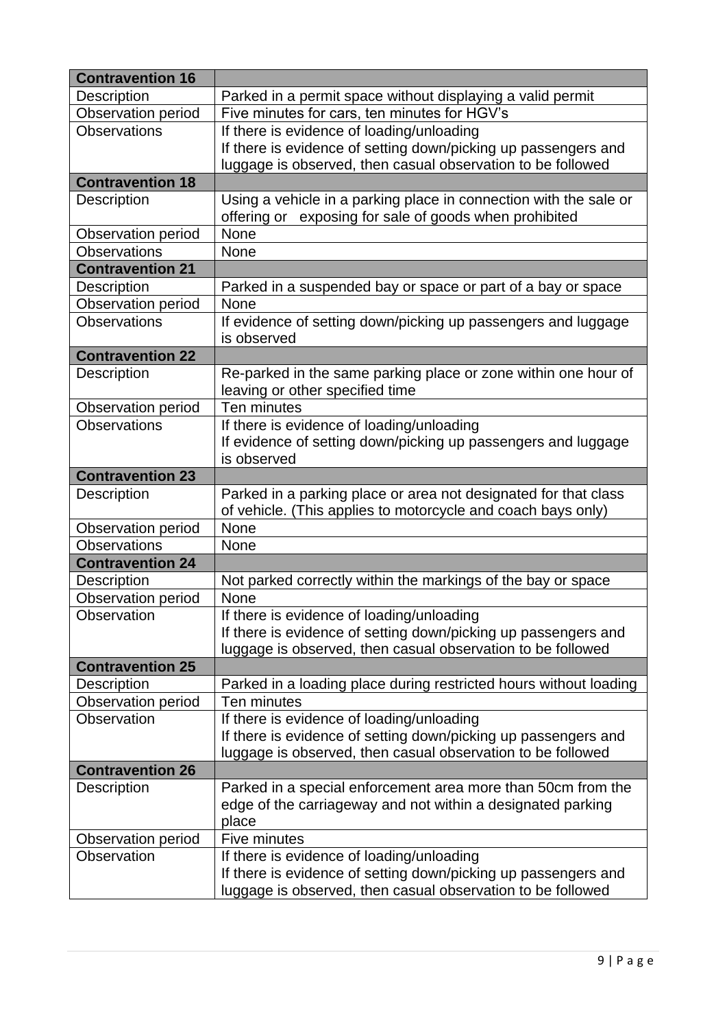| **Contravention 16** | |
|---|---|
| Description | Parked in a permit space without displaying a valid permit |
| Observation period | Five minutes for cars, ten minutes for HGV's |
| Observations | If there is evidence of loading/unloading<br>If there is evidence of setting down/picking up passengers and luggage is observed, then casual observation to be followed |
| **Contravention 18** | |
| Description | Using a vehicle in a parking place in connection with the sale or offering or exposing for sale of goods when prohibited |
| Observation period | None |
| Observations | None |
| **Contravention 21** | |
| Description | Parked in a suspended bay or space or part of a bay or space |
| Observation period | None |
| Observations | If evidence of setting down/picking up passengers and luggage is observed |
| **Contravention 22** | |
| Description | Re-parked in the same parking place or zone within one hour of leaving or other specified time |
| Observation period | Ten minutes |
| Observations | If there is evidence of loading/unloading<br>If evidence of setting down/picking up passengers and luggage is observed |
| **Contravention 23** | |
| Description | Parked in a parking place or area not designated for that class of vehicle. (This applies to motorcycle and coach bays only) |
| Observation period | None |
| Observations | None |
| **Contravention 24** | |
| Description | Not parked correctly within the markings of the bay or space |
| Observation period | None |
| Observation | If there is evidence of loading/unloading<br>If there is evidence of setting down/picking up passengers and luggage is observed, then casual observation to be followed |
| **Contravention 25** | |
| Description | Parked in a loading place during restricted hours without loading |
| Observation period | Ten minutes |
| Observation | If there is evidence of loading/unloading<br>If there is evidence of setting down/picking up passengers and luggage is observed, then casual observation to be followed |
| **Contravention 26** | |
| Description | Parked in a special enforcement area more than 50cm from the edge of the carriageway and not within a designated parking place |
| Observation period | Five minutes |
| Observation | If there is evidence of loading/unloading<br>If there is evidence of setting down/picking up passengers and luggage is observed, then casual observation to be followed |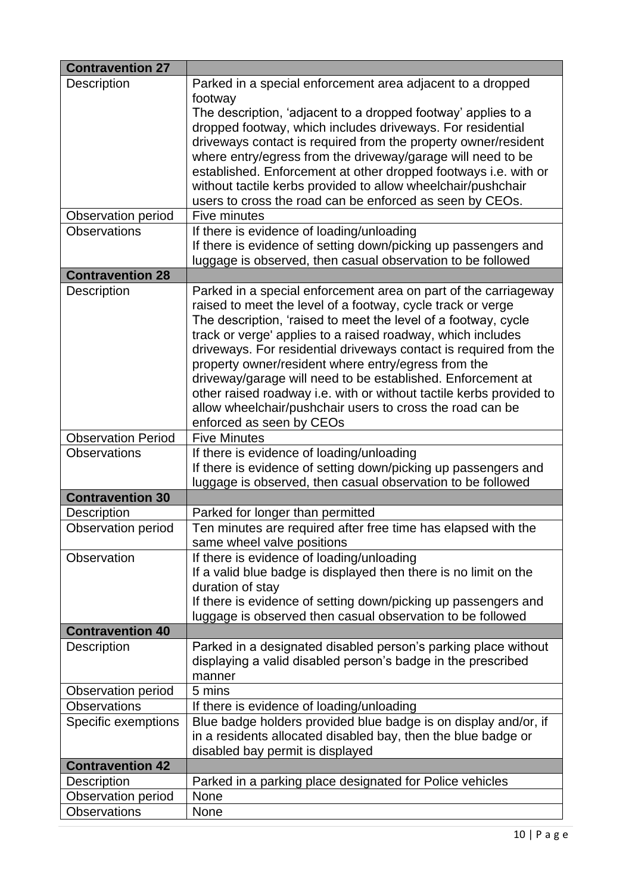| **Contravention 27** | |
|---|---|
| Description | Parked in a special enforcement area adjacent to a dropped footway<br>The description, 'adjacent to a dropped footway' applies to a dropped footway, which includes driveways. For residential driveways contact is required from the property owner/resident where entry/egress from the driveway/garage will need to be established. Enforcement at other dropped footways i.e. with or without tactile kerbs provided to allow wheelchair/pushchair users to cross the road can be enforced as seen by CEOs. |
| Observation period | Five minutes |
| Observations | If there is evidence of loading/unloading<br>If there is evidence of setting down/picking up passengers and luggage is observed, then casual observation to be followed |
| **Contravention 28** | |
| Description | Parked in a special enforcement area on part of the carriageway raised to meet the level of a footway, cycle track or verge<br>The description, 'raised to meet the level of a footway, cycle track or verge' applies to a raised roadway, which includes driveways. For residential driveways contact is required from the property owner/resident where entry/egress from the driveway/garage will need to be established. Enforcement at other raised roadway i.e. with or without tactile kerbs provided to allow wheelchair/pushchair users to cross the road can be enforced as seen by CEOs |
| Observation Period | Five Minutes |
| Observations | If there is evidence of loading/unloading<br>If there is evidence of setting down/picking up passengers and luggage is observed, then casual observation to be followed |
| **Contravention 30** | |
| Description | Parked for longer than permitted |
| Observation period | Ten minutes are required after free time has elapsed with the same wheel valve positions |
| Observation | If there is evidence of loading/unloading<br>If a valid blue badge is displayed then there is no limit on the duration of stay<br>If there is evidence of setting down/picking up passengers and luggage is observed then casual observation to be followed |
| **Contravention 40** | |
| Description | Parked in a designated disabled person's parking place without displaying a valid disabled person's badge in the prescribed manner |
| Observation period | 5 mins |
| Observations | If there is evidence of loading/unloading |
| Specific exemptions | Blue badge holders provided blue badge is on display and/or, if in a residents allocated disabled bay, then the blue badge or disabled bay permit is displayed |
| **Contravention 42** | |
| Description | Parked in a parking place designated for Police vehicles |
| Observation period | None |
| Observations | None |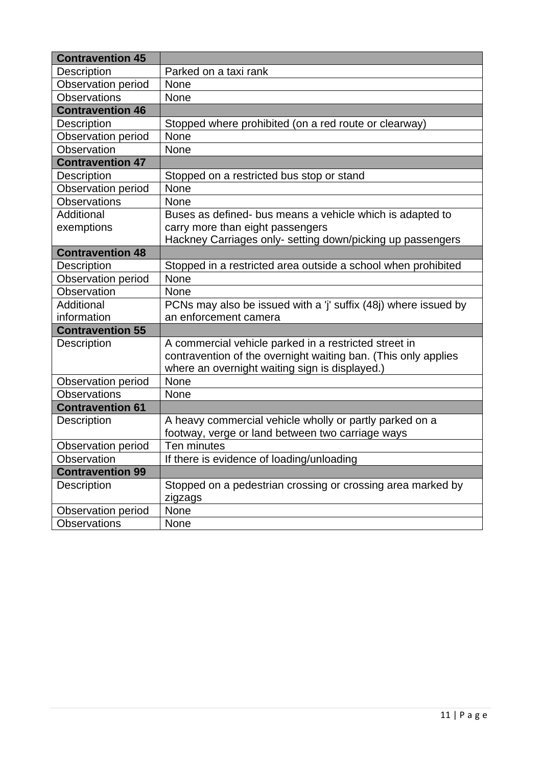| Contravention 45 | |
|---|---|
| Description | Parked on a taxi rank |
| Observation period | None |
| Observations | None |
| **Contravention 46** | |
| Description | Stopped where prohibited (on a red route or clearway) |
| Observation period | None |
| Observation | None |
| **Contravention 47** | |
| Description | Stopped on a restricted bus stop or stand |
| Observation period | None |
| Observations | None |
| Additional exemptions | Buses as defined- bus means a vehicle which is adapted to carry more than eight passengers<br>Hackney Carriages only- setting down/picking up passengers |
| **Contravention 48** | |
| Description | Stopped in a restricted area outside a school when prohibited |
| Observation period | None |
| Observation | None |
| Additional information | PCNs may also be issued with a 'j' suffix (48j) where issued by an enforcement camera |
| **Contravention 55** | |
| Description | A commercial vehicle parked in a restricted street in contravention of the overnight waiting ban. (This only applies where an overnight waiting sign is displayed.) |
| Observation period | None |
| Observations | None |
| **Contravention 61** | |
| Description | A heavy commercial vehicle wholly or partly parked on a footway, verge or land between two carriage ways |
| Observation period | Ten minutes |
| Observation | If there is evidence of loading/unloading |
| **Contravention 99** | |
| Description | Stopped on a pedestrian crossing or crossing area marked by zigzags |
| Observation period | None |
| Observations | None |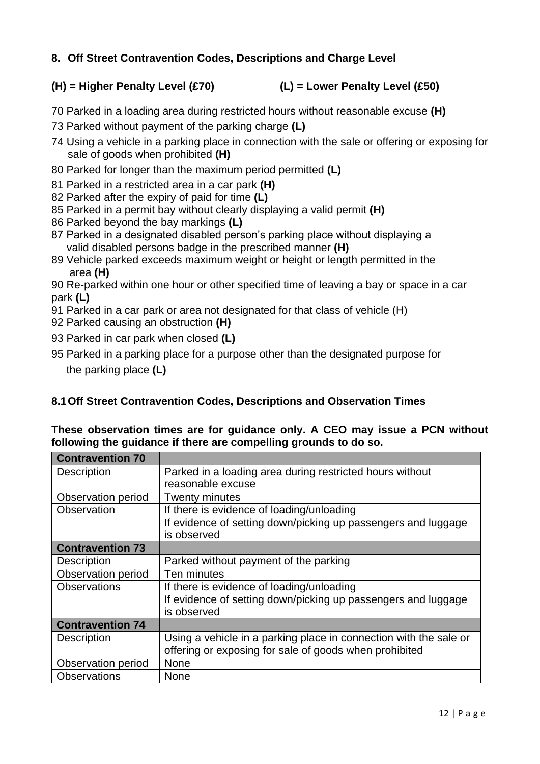## 8. Off Street Contravention Codes, Descriptions and Charge Level

**(H) = Higher Penalty Level (£70)** **(L) = Lower Penalty Level (£50)**

70 Parked in a loading area during restricted hours without reasonable excuse **(H)**

73 Parked without payment of the parking charge **(L)**

74 Using a vehicle in a parking place in connection with the sale or offering or exposing for sale of goods when prohibited **(H)**

80 Parked for longer than the maximum period permitted **(L)**

81 Parked in a restricted area in a car park **(H)**

82 Parked after the expiry of paid for time **(L)**

85 Parked in a permit bay without clearly displaying a valid permit **(H)**

86 Parked beyond the bay markings **(L)**

87 Parked in a designated disabled person's parking place without displaying a valid disabled persons badge in the prescribed manner **(H)**

89 Vehicle parked exceeds maximum weight or height or length permitted in the area **(H)**

90 Re-parked within one hour or other specified time of leaving a bay or space in a car park **(L)**

91 Parked in a car park or area not designated for that class of vehicle (H)

92 Parked causing an obstruction **(H)**

93 Parked in car park when closed **(L)**

95 Parked in a parking place for a purpose other than the designated purpose for the parking place **(L)**

### 8.1 Off Street Contravention Codes, Descriptions and Observation Times

**These observation times are for guidance only. A CEO may issue a PCN without following the guidance if there are compelling grounds to do so.**

| **Contravention 70** | |
|---|---|
| Description | Parked in a loading area during restricted hours without reasonable excuse |
| Observation period | Twenty minutes |
| Observation | If there is evidence of loading/unloading<br>If evidence of setting down/picking up passengers and luggage is observed |
| **Contravention 73** | |
| Description | Parked without payment of the parking |
| Observation period | Ten minutes |
| Observations | If there is evidence of loading/unloading<br>If evidence of setting down/picking up passengers and luggage is observed |
| **Contravention 74** | |
| Description | Using a vehicle in a parking place in connection with the sale or offering or exposing for sale of goods when prohibited |
| Observation period | None |
| Observations | None |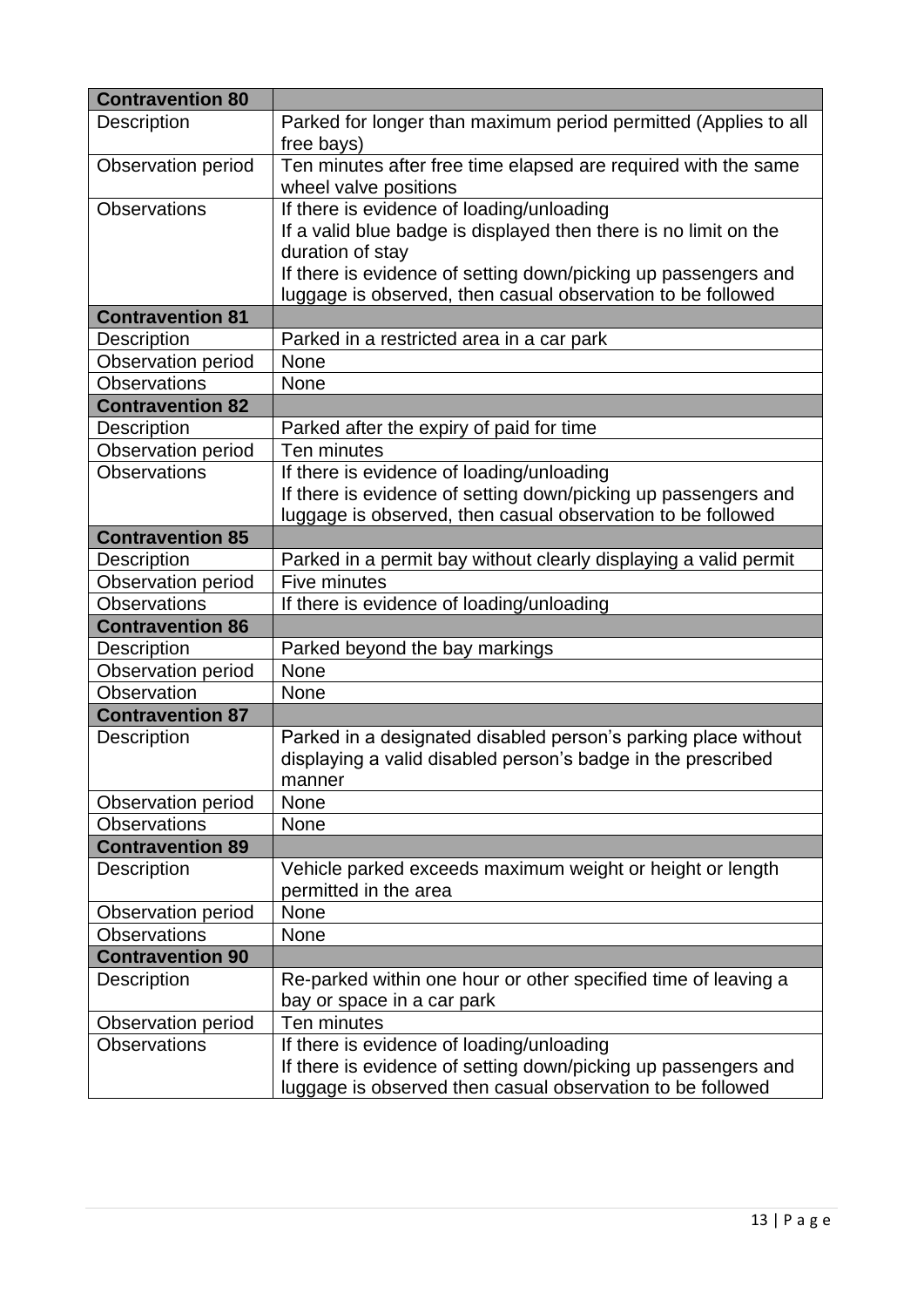| **Contravention 80** | |
|---|---|
| Description | Parked for longer than maximum period permitted (Applies to all free bays) |
| Observation period | Ten minutes after free time elapsed are required with the same wheel valve positions |
| Observations | If there is evidence of loading/unloading<br>If a valid blue badge is displayed then there is no limit on the duration of stay<br>If there is evidence of setting down/picking up passengers and luggage is observed, then casual observation to be followed |
| **Contravention 81** | |
| Description | Parked in a restricted area in a car park |
| Observation period | None |
| Observations | None |
| **Contravention 82** | |
| Description | Parked after the expiry of paid for time |
| Observation period | Ten minutes |
| Observations | If there is evidence of loading/unloading<br>If there is evidence of setting down/picking up passengers and luggage is observed, then casual observation to be followed |
| **Contravention 85** | |
| Description | Parked in a permit bay without clearly displaying a valid permit |
| Observation period | Five minutes |
| Observations | If there is evidence of loading/unloading |
| **Contravention 86** | |
| Description | Parked beyond the bay markings |
| Observation period | None |
| Observation | None |
| **Contravention 87** | |
| Description | Parked in a designated disabled person's parking place without displaying a valid disabled person's badge in the prescribed manner |
| Observation period | None |
| Observations | None |
| **Contravention 89** | |
| Description | Vehicle parked exceeds maximum weight or height or length permitted in the area |
| Observation period | None |
| Observations | None |
| **Contravention 90** | |
| Description | Re-parked within one hour or other specified time of leaving a bay or space in a car park |
| Observation period | Ten minutes |
| Observations | If there is evidence of loading/unloading<br>If there is evidence of setting down/picking up passengers and luggage is observed then casual observation to be followed |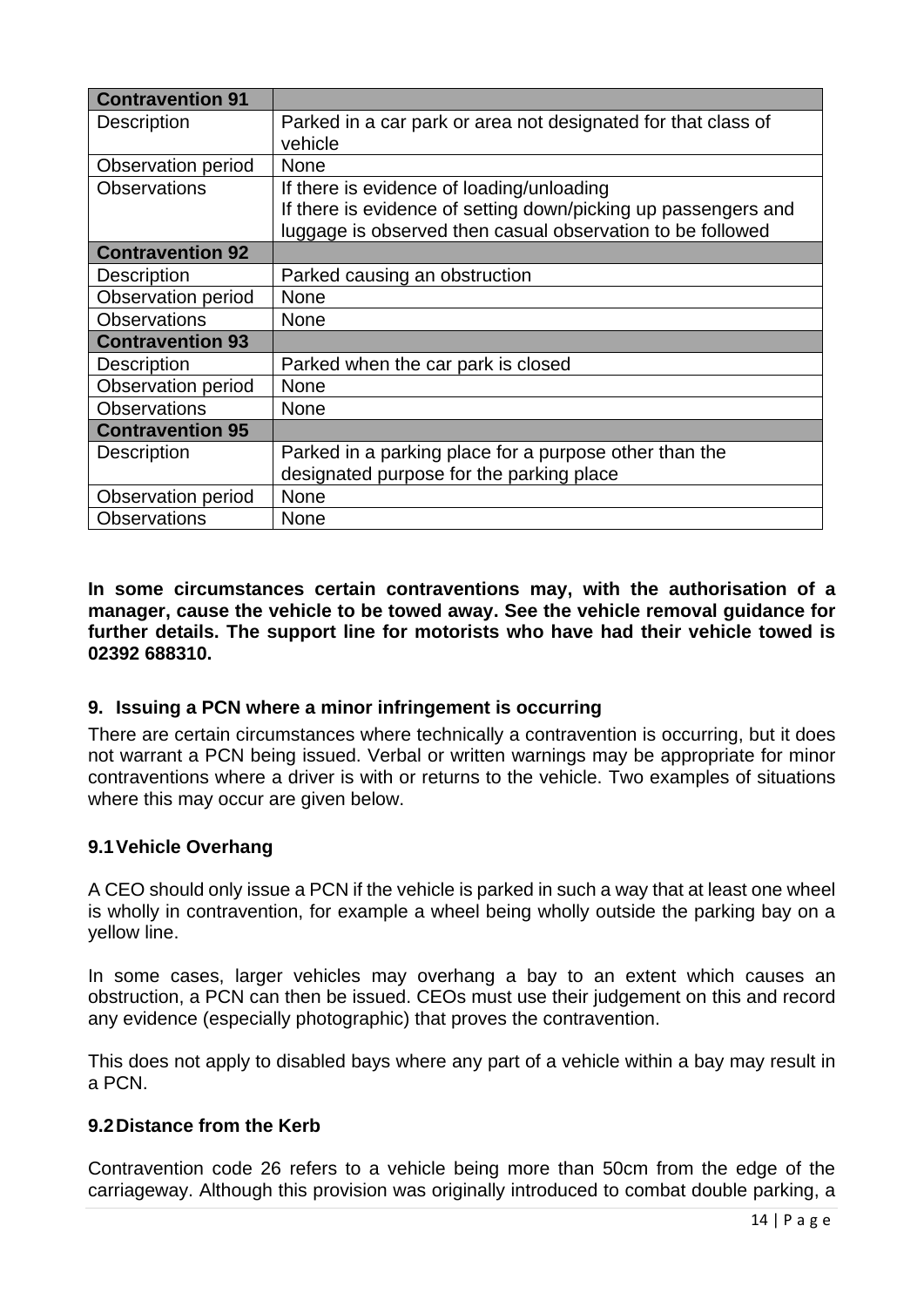| **Contravention 91** | |
|---|---|
| Description | Parked in a car park or area not designated for that class of vehicle |
| Observation period | None |
| Observations | If there is evidence of loading/unloading<br>If there is evidence of setting down/picking up passengers and luggage is observed then casual observation to be followed |
| **Contravention 92** | |
| Description | Parked causing an obstruction |
| Observation period | None |
| Observations | None |
| **Contravention 93** | |
| Description | Parked when the car park is closed |
| Observation period | None |
| Observations | None |
| **Contravention 95** | |
| Description | Parked in a parking place for a purpose other than the designated purpose for the parking place |
| Observation period | None |
| Observations | None |

**In some circumstances certain contraventions may, with the authorisation of a manager, cause the vehicle to be towed away. See the vehicle removal guidance for further details. The support line for motorists who have had their vehicle towed is 02392 688310.**

## 9. Issuing a PCN where a minor infringement is occurring

There are certain circumstances where technically a contravention is occurring, but it does not warrant a PCN being issued. Verbal or written warnings may be appropriate for minor contraventions where a driver is with or returns to the vehicle. Two examples of situations where this may occur are given below.

### 9.1 Vehicle Overhang

A CEO should only issue a PCN if the vehicle is parked in such a way that at least one wheel is wholly in contravention, for example a wheel being wholly outside the parking bay on a yellow line.

In some cases, larger vehicles may overhang a bay to an extent which causes an obstruction, a PCN can then be issued. CEOs must use their judgement on this and record any evidence (especially photographic) that proves the contravention.

This does not apply to disabled bays where any part of a vehicle within a bay may result in a PCN.

### 9.2 Distance from the Kerb

Contravention code 26 refers to a vehicle being more than 50cm from the edge of the carriageway. Although this provision was originally introduced to combat double parking, a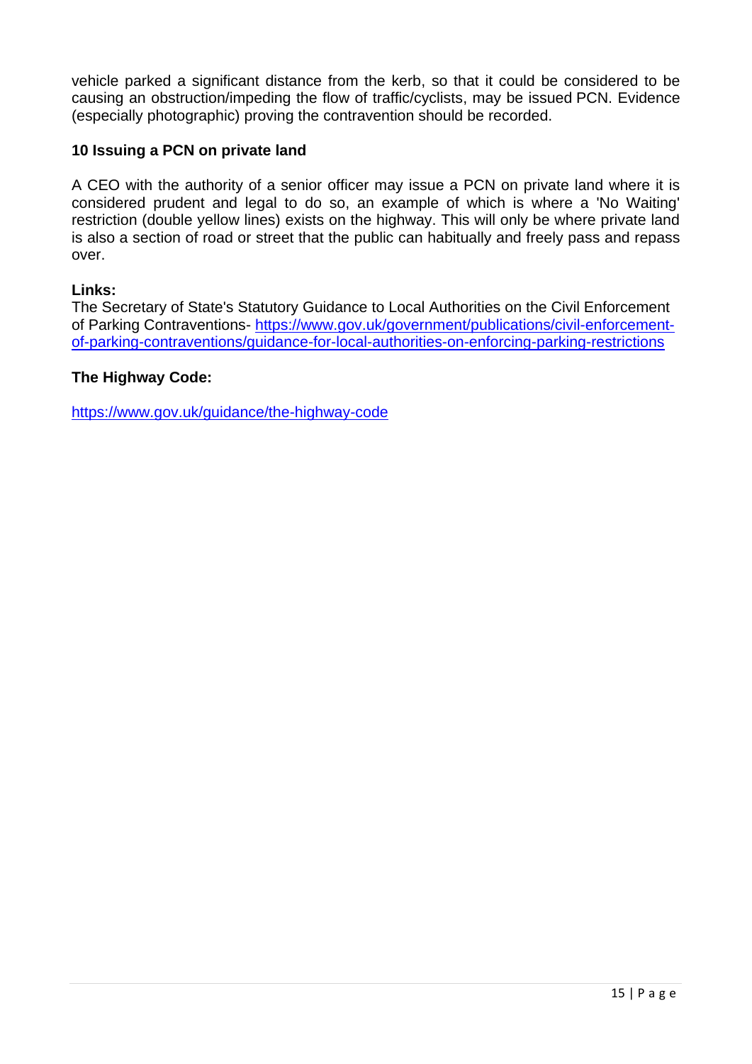vehicle parked a significant distance from the kerb, so that it could be considered to be causing an obstruction/impeding the flow of traffic/cyclists, may be issued PCN. Evidence (especially photographic) proving the contravention should be recorded.

## 10 Issuing a PCN on private land

A CEO with the authority of a senior officer may issue a PCN on private land where it is considered prudent and legal to do so, an example of which is where a 'No Waiting' restriction (double yellow lines) exists on the highway. This will only be where private land is also a section of road or street that the public can habitually and freely pass and repass over.

**Links:**

The Secretary of State's Statutory Guidance to Local Authorities on the Civil Enforcement of Parking Contraventions- [https://www.gov.uk/government/publications/civil-enforcement-of-parking-contraventions/guidance-for-local-authorities-on-enforcing-parking-restrictions](https://www.gov.uk/government/publications/civil-enforcement-of-parking-contraventions/guidance-for-local-authorities-on-enforcing-parking-restrictions)

**The Highway Code:**

[https://www.gov.uk/guidance/the-highway-code](https://www.gov.uk/guidance/the-highway-code)